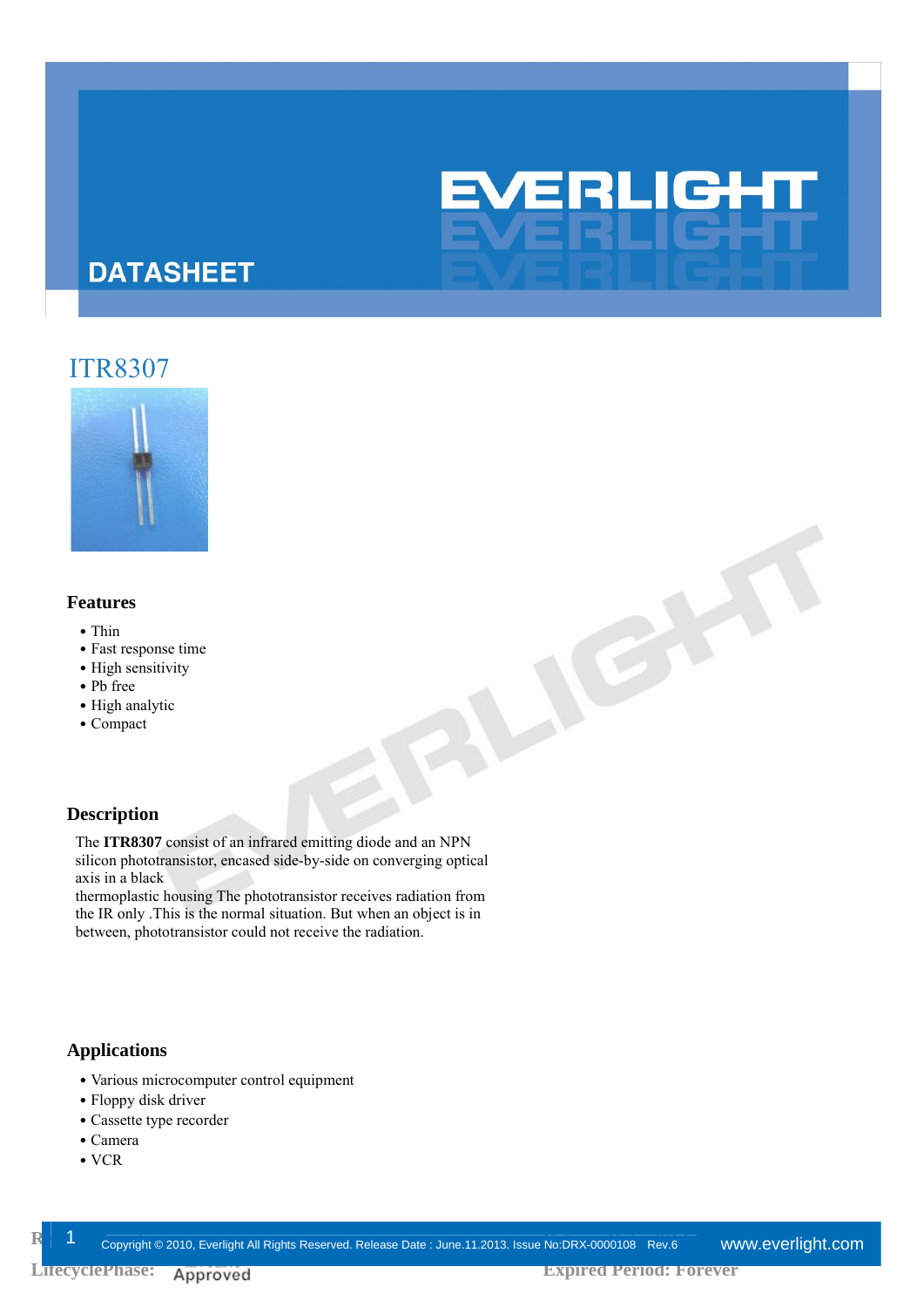# DATASHEET

## ITR8307

### Features

- Thin
- Fast response time
- High sensitivity
- Pb free
- High analytic
- Compact

### Description

The **ITR8307** consist of an infrared emitting diode and an NPN silicon phototransistor, encased side-by-side on converging optical axis in a black
thermoplastic housing The phototransistor receives radiation from the IR only .This is the normal situation. But when an object is in between, phototransistor could not receive the radiation.

### Applications

- Various microcomputer control equipment
- Floppy disk driver
- Cassette type recorder
- Camera
- VCR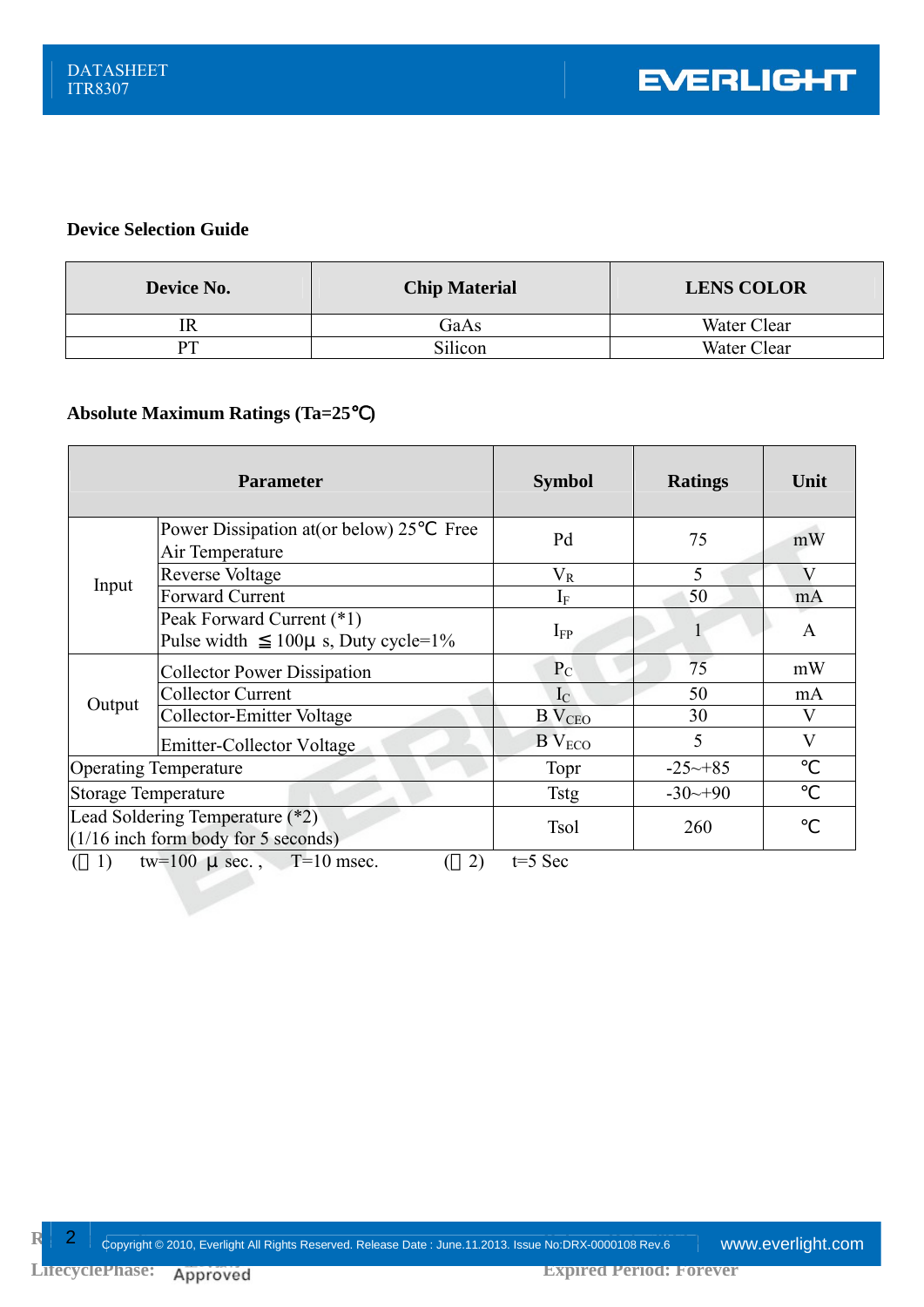### Device Selection Guide

| Device No. | Chip Material | LENS COLOR |
|---|---|---|
| IR | GaAs | Water Clear |
| PT | Silicon | Water Clear |

### Absolute Maximum Ratings (Ta=25℃)

| Parameter | | Symbol | Ratings | Unit |
|---|---|---|---|---|
| Input | Power Dissipation at(or below) 25℃ Free Air Temperature | Pd | 75 | mW |
| | Reverse Voltage | $V_R$ | 5 | V |
| | Forward Current | $I_F$ | 50 | mA |
| | Peak Forward Current (*1) Pulse width ≦100μ s, Duty cycle=1% | $I_{FP}$ | 1 | A |
| Output | Collector Power Dissipation | $P_C$ | 75 | mW |
| | Collector Current | $I_C$ | 50 | mA |
| | Collector-Emitter Voltage | B $V_{CEO}$ | 30 | V |
| | Emitter-Collector Voltage | B $V_{ECO}$ | 5 | V |
| Operating Temperature | | Topr | -25~+85 | ℃ |
| Storage Temperature | | Tstg | -30~+90 | ℃ |
| Lead Soldering Temperature (*2) (1/16 inch form body for 5 seconds) | | Tsol | 260 | ℃ |

(*1) tw=100 μ sec. , T=10 msec. (*2) t=5 Sec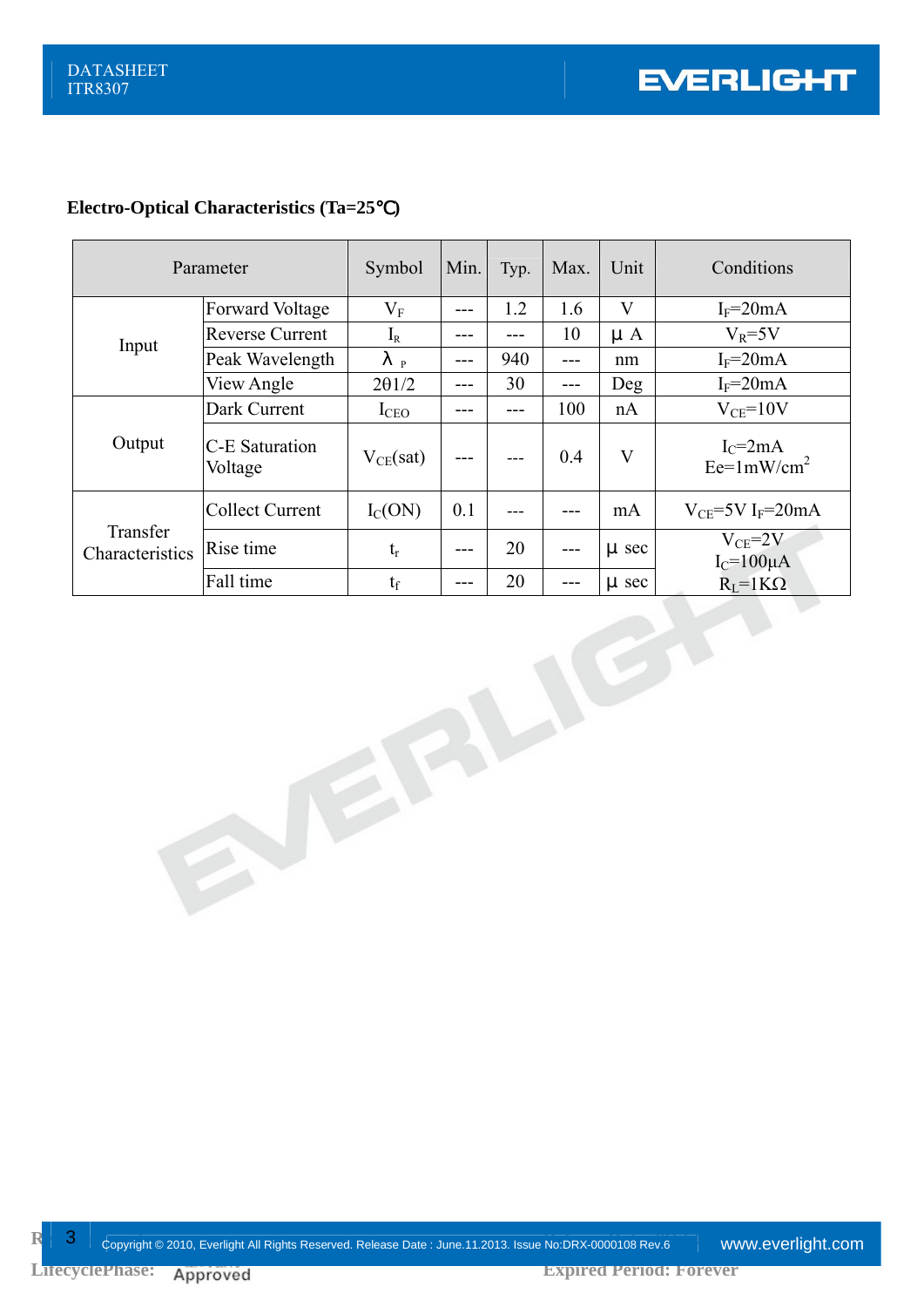## Electro-Optical Characteristics (Ta=25℃)

| Parameter | | Symbol | Min. | Typ. | Max. | Unit | Conditions |
|---|---|---|---|---|---|---|---|
| Input | Forward Voltage | $V_F$ | --- | 1.2 | 1.6 | V | $I_F$=20mA |
| | Reverse Current | $I_R$ | --- | --- | 10 | μA | $V_R$=5V |
| | Peak Wavelength | $\lambda_P$ | --- | 940 | --- | nm | $I_F$=20mA |
| | View Angle | $2\theta 1/2$ | --- | 30 | --- | Deg | $I_F$=20mA |
| Output | Dark Current | $I_{CEO}$ | --- | --- | 100 | nA | $V_{CE}$=10V |
| | C-E Saturation Voltage | $V_{CE}(sat)$ | --- | --- | 0.4 | V | $I_C$=2mA Ee=1mW/cm[2] |
| Transfer Characteristics | Collect Current | $I_C(ON)$ | 0.1 | --- | --- | mA | $V_{CE}$=5V $I_F$=20mA |
| | Rise time | $t_r$ | --- | 20 | --- | μsec | $V_{CE}$=2V $I_C$=100μA $R_L$=1KΩ |
| | Fall time | $t_f$ | --- | 20 | --- | μsec | |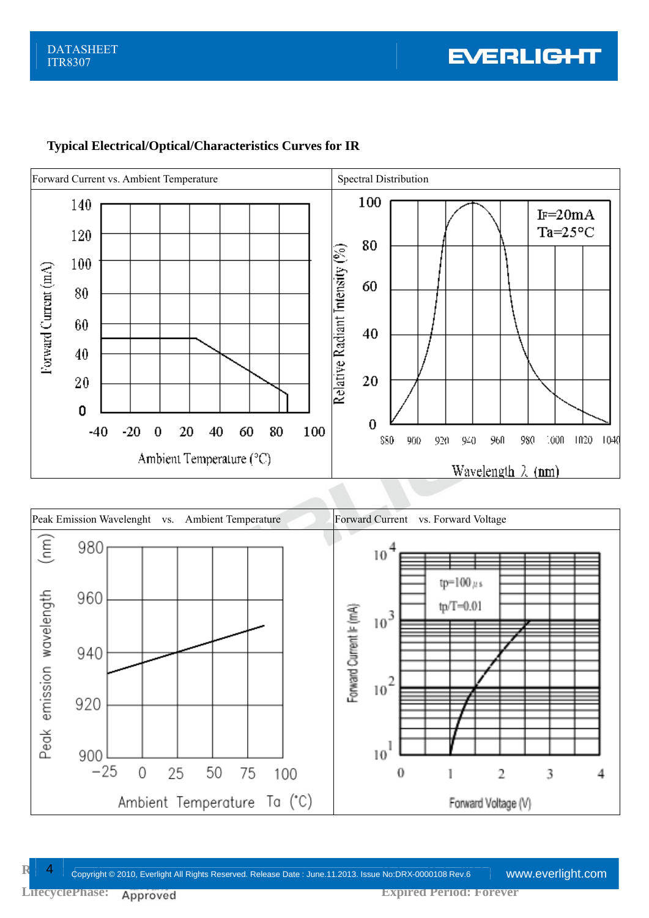## Typical Electrical/Optical/Characteristics Curves for IR

| Forward Current vs. Ambient Temperature | Spectral Distribution |
|---|---|
| Forward Current (mA) vs. Ambient Temperature (°C) | Relative Radiant Intensity (%) vs. Wavelength λ (nm); $I_F$=20mA, Ta=25°C |

| Peak Emission Wavelenght vs. Ambient Temperature | Forward Current vs. Forward Voltage |
|---|---|
| Peak emission wavelength (nm) vs. Ambient Temperature Ta (°C) | Forward Current $I_F$ (mA) vs. Forward Voltage (V); tp=100μs, tp/T=0.01 |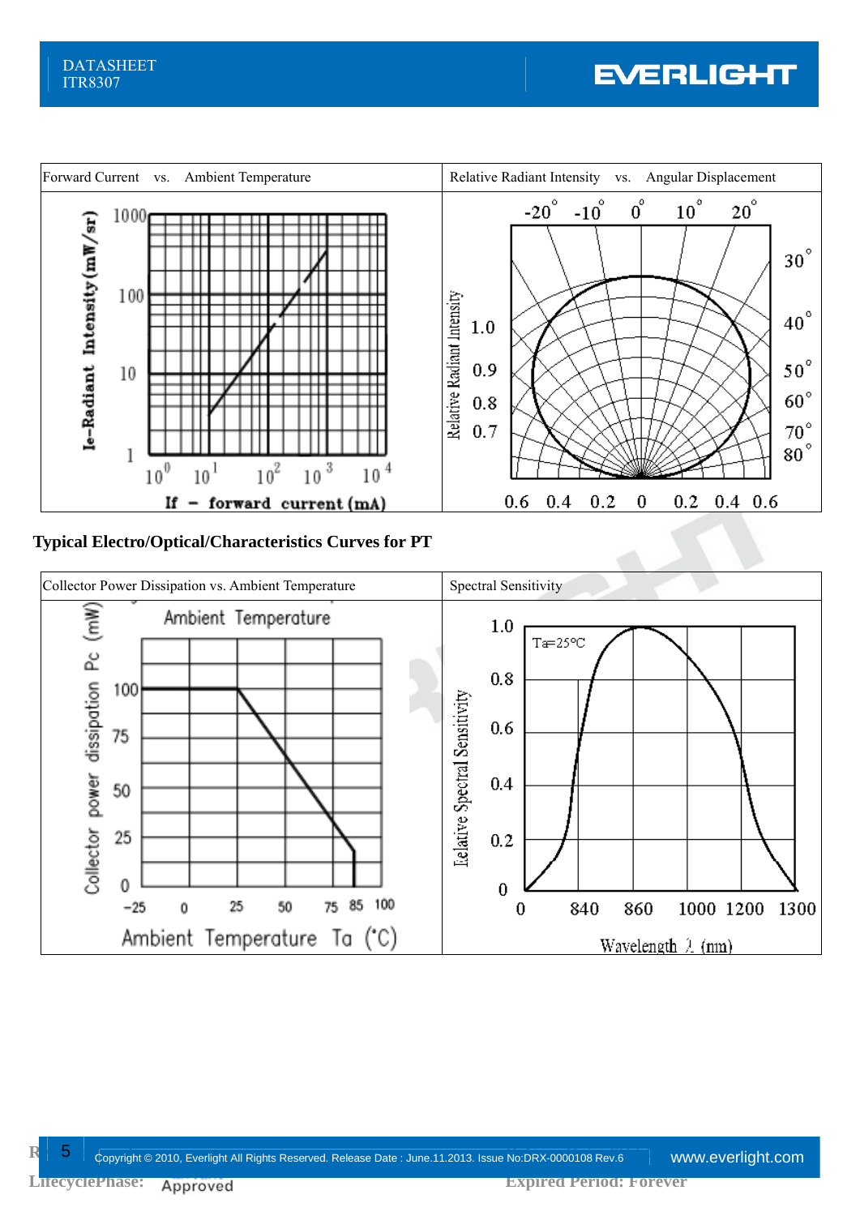| Forward Current vs. Ambient Temperature | Relative Radiant Intensity vs. Angular Displacement |
| --- | --- |

### Typical Electro/Optical/Characteristics Curves for PT

| Collector Power Dissipation vs. Ambient Temperature | Spectral Sensitivity |
| --- | --- |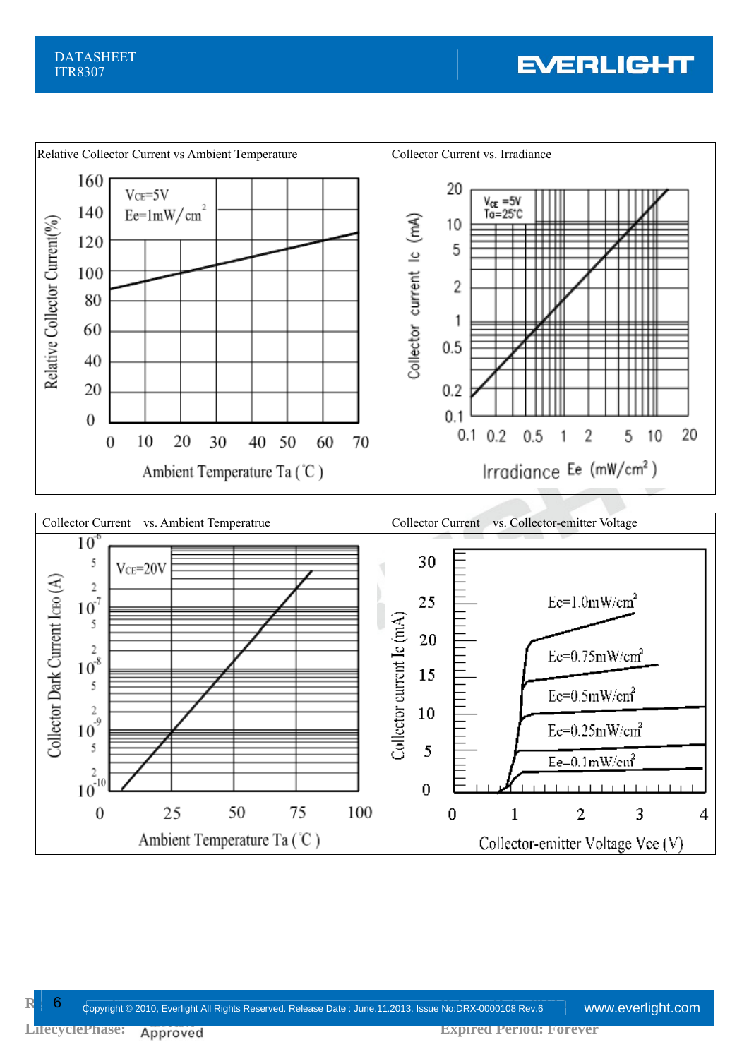| Relative Collector Current vs Ambient Temperature | Collector Current vs. Irradiance |
| --- | --- |
| $V_{CE}$=5V, Ee=1mW/cm² — Relative Collector Current(%) vs Ambient Temperature Ta (°C) | $V_{CE}$=5V, Ta=25°C — Collector current Ic (mA) vs Irradiance Ee (mW/cm²) |

| Collector Current vs. Ambient Temperatrue | Collector Current vs. Collector-emitter Voltage |
| --- | --- |
| $V_{CE}$=20V — Collector Dark Current $I_{CEO}$ (A) vs Ambient Temperature Ta (°C) | Ee=1.0mW/cm², Ee=0.75mW/cm², Ee=0.5mW/cm², Ee=0.25mW/cm², Ee=0.1mW/cm² — Collector current Ic (mA) vs Collector-emitter Voltage Vce (V) |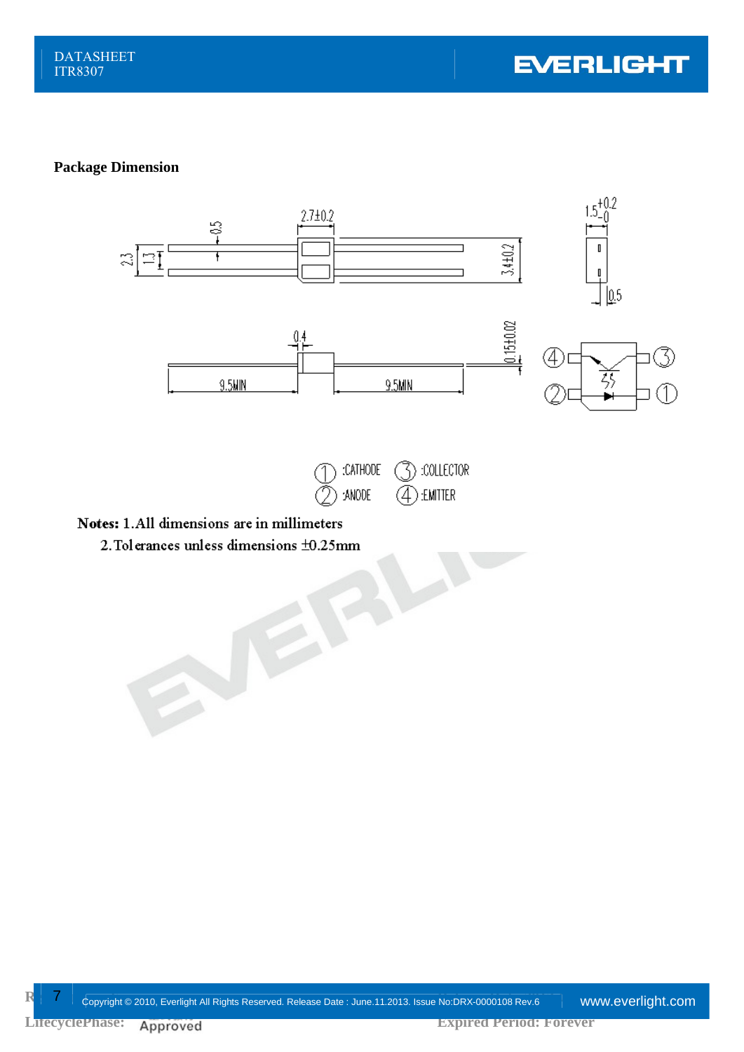## Package Dimension

①:CATHODE ③:COLLECTOR
②:ANODE ④:EMITTER

**Notes:** 1.All dimensions are in millimeters

2.Tolerances unless dimensions ±0.25mm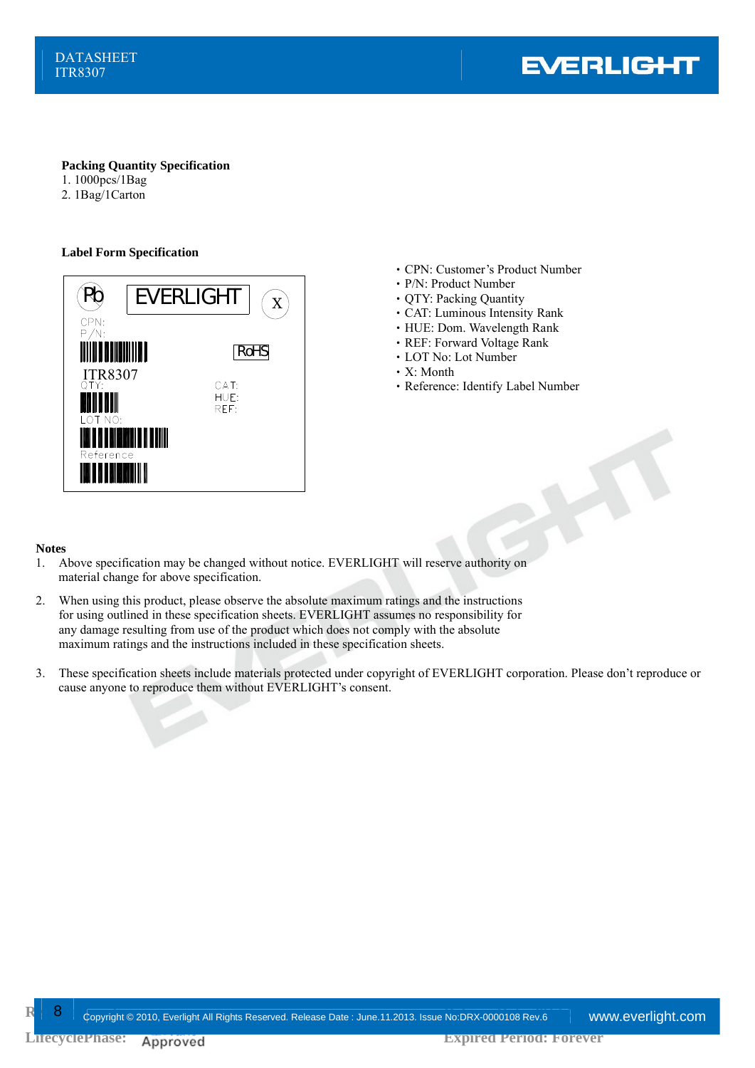**Packing Quantity Specification**

1. 1000pcs/1Bag
2. 1Bag/1Carton

**Label Form Specification**

Pb EVERLIGHT X

CPN:

P/N:

RoHS

ITR8307

QTY:

CAT:

HUE:

REF:

LOT NO:

Reference

- CPN: Customer's Product Number
- P/N: Product Number
- QTY: Packing Quantity
- CAT: Luminous Intensity Rank
- HUE: Dom. Wavelength Rank
- REF: Forward Voltage Rank
- LOT No: Lot Number
- X: Month
- Reference: Identify Label Number

**Notes**

1. Above specification may be changed without notice. EVERLIGHT will reserve authority on material change for above specification.
2. When using this product, please observe the absolute maximum ratings and the instructions for using outlined in these specification sheets. EVERLIGHT assumes no responsibility for any damage resulting from use of the product which does not comply with the absolute maximum ratings and the instructions included in these specification sheets.
3. These specification sheets include materials protected under copyright of EVERLIGHT corporation. Please don't reproduce or cause anyone to reproduce them without EVERLIGHT's consent.